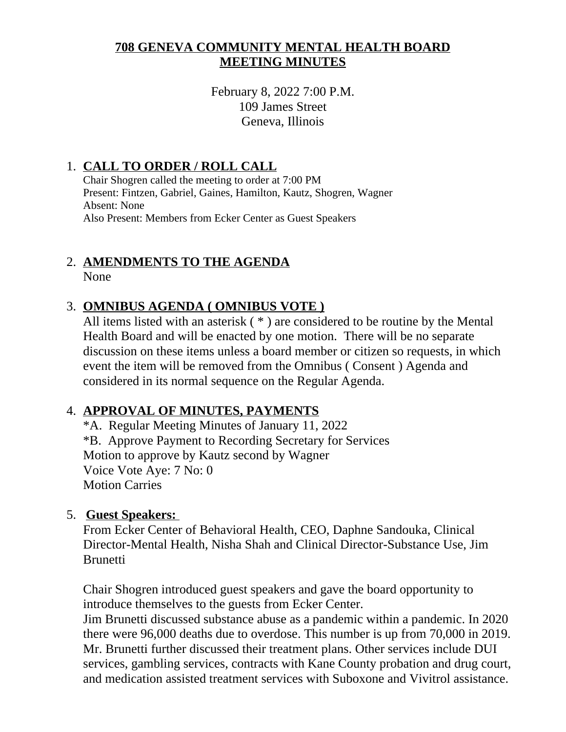# 708 GENEVA COMMUNITY MENTAL HEALTH BOARD MEETING MINUTES

February 8, 2022 7:00 P.M.
109 James Street
Geneva, Illinois

1. **CALL TO ORDER / ROLL CALL**
   Chair Shogren called the meeting to order at 7:00 PM
   Present: Fintzen, Gabriel, Gaines, Hamilton, Kautz, Shogren, Wagner
   Absent: None
   Also Present: Members from Ecker Center as Guest Speakers

2. **AMENDMENTS TO THE AGENDA**
   None

3. **OMNIBUS AGENDA ( OMNIBUS VOTE )**
   All items listed with an asterisk ( * ) are considered to be routine by the Mental Health Board and will be enacted by one motion. There will be no separate discussion on these items unless a board member or citizen so requests, in which event the item will be removed from the Omnibus ( Consent ) Agenda and considered in its normal sequence on the Regular Agenda.

4. **APPROVAL OF MINUTES, PAYMENTS**
   *A. Regular Meeting Minutes of January 11, 2022
   *B. Approve Payment to Recording Secretary for Services
   Motion to approve by Kautz second by Wagner
   Voice Vote Aye: 7 No: 0
   Motion Carries

5. **Guest Speakers:**
   From Ecker Center of Behavioral Health, CEO, Daphne Sandouka, Clinical Director-Mental Health, Nisha Shah and Clinical Director-Substance Use, Jim Brunetti

   Chair Shogren introduced guest speakers and gave the board opportunity to introduce themselves to the guests from Ecker Center.
   Jim Brunetti discussed substance abuse as a pandemic within a pandemic. In 2020 there were 96,000 deaths due to overdose. This number is up from 70,000 in 2019. Mr. Brunetti further discussed their treatment plans. Other services include DUI services, gambling services, contracts with Kane County probation and drug court, and medication assisted treatment services with Suboxone and Vivitrol assistance.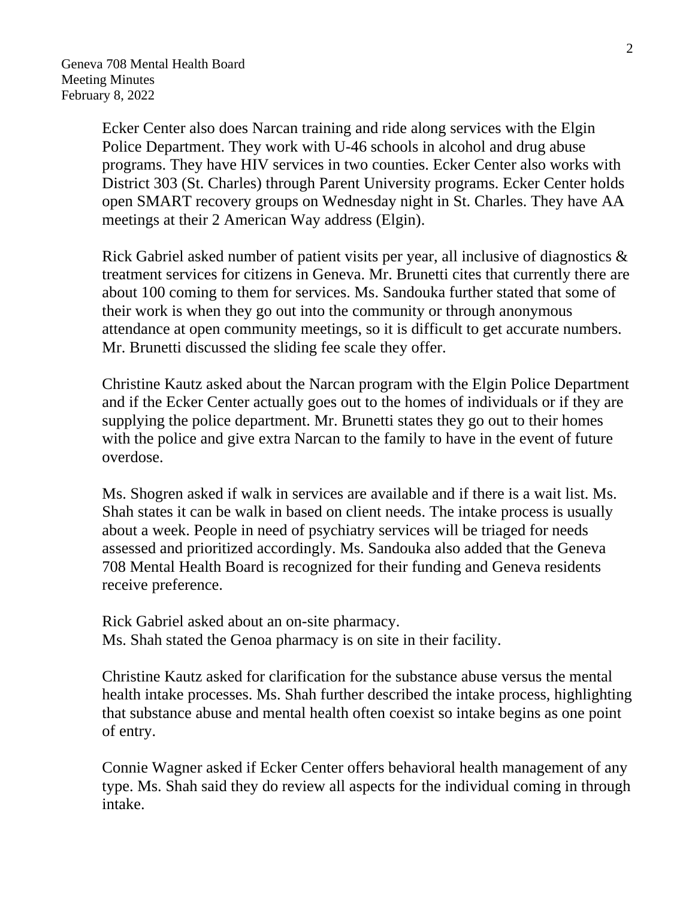Ecker Center also does Narcan training and ride along services with the Elgin Police Department. They work with U-46 schools in alcohol and drug abuse programs. They have HIV services in two counties. Ecker Center also works with District 303 (St. Charles) through Parent University programs. Ecker Center holds open SMART recovery groups on Wednesday night in St. Charles. They have AA meetings at their 2 American Way address (Elgin).

Rick Gabriel asked number of patient visits per year, all inclusive of diagnostics & treatment services for citizens in Geneva. Mr. Brunetti cites that currently there are about 100 coming to them for services. Ms. Sandouka further stated that some of their work is when they go out into the community or through anonymous attendance at open community meetings, so it is difficult to get accurate numbers. Mr. Brunetti discussed the sliding fee scale they offer.

Christine Kautz asked about the Narcan program with the Elgin Police Department and if the Ecker Center actually goes out to the homes of individuals or if they are supplying the police department. Mr. Brunetti states they go out to their homes with the police and give extra Narcan to the family to have in the event of future overdose.

Ms. Shogren asked if walk in services are available and if there is a wait list. Ms. Shah states it can be walk in based on client needs. The intake process is usually about a week. People in need of psychiatry services will be triaged for needs assessed and prioritized accordingly. Ms. Sandouka also added that the Geneva 708 Mental Health Board is recognized for their funding and Geneva residents receive preference.

Rick Gabriel asked about an on-site pharmacy.
Ms. Shah stated the Genoa pharmacy is on site in their facility.

Christine Kautz asked for clarification for the substance abuse versus the mental health intake processes. Ms. Shah further described the intake process, highlighting that substance abuse and mental health often coexist so intake begins as one point of entry.

Connie Wagner asked if Ecker Center offers behavioral health management of any type. Ms. Shah said they do review all aspects for the individual coming in through intake.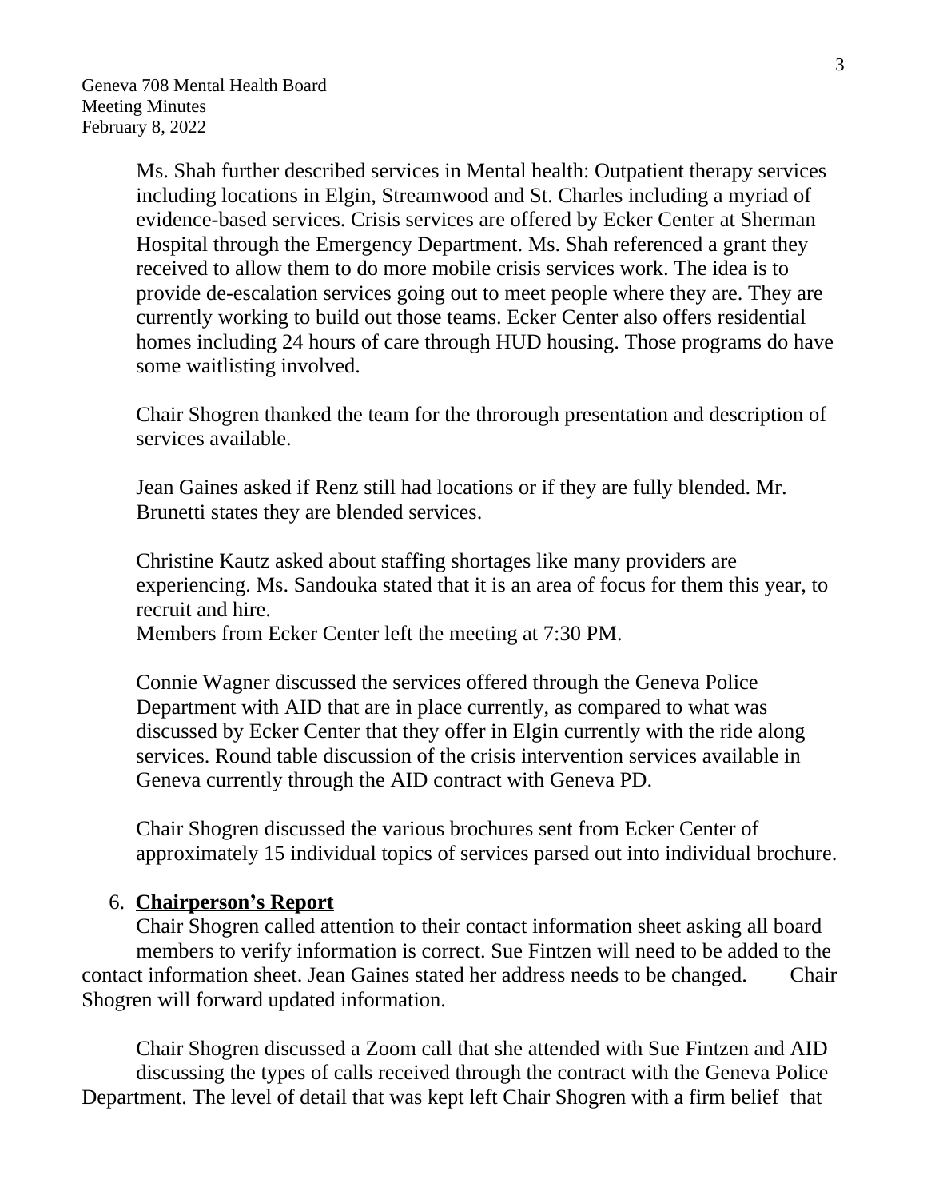Ms. Shah further described services in Mental health: Outpatient therapy services including locations in Elgin, Streamwood and St. Charles including a myriad of evidence-based services. Crisis services are offered by Ecker Center at Sherman Hospital through the Emergency Department. Ms. Shah referenced a grant they received to allow them to do more mobile crisis services work. The idea is to provide de-escalation services going out to meet people where they are. They are currently working to build out those teams. Ecker Center also offers residential homes including 24 hours of care through HUD housing. Those programs do have some waitlisting involved.

Chair Shogren thanked the team for the thrrorough presentation and description of services available.

Jean Gaines asked if Renz still had locations or if they are fully blended. Mr. Brunetti states they are blended services.

Christine Kautz asked about staffing shortages like many providers are experiencing. Ms. Sandouka stated that it is an area of focus for them this year, to recruit and hire.
Members from Ecker Center left the meeting at 7:30 PM.

Connie Wagner discussed the services offered through the Geneva Police Department with AID that are in place currently, as compared to what was discussed by Ecker Center that they offer in Elgin currently with the ride along services. Round table discussion of the crisis intervention services available in Geneva currently through the AID contract with Geneva PD.

Chair Shogren discussed the various brochures sent from Ecker Center of approximately 15 individual topics of services parsed out into individual brochure.

6. **Chairperson's Report**

Chair Shogren called attention to their contact information sheet asking all board members to verify information is correct. Sue Fintzen will need to be added to the contact information sheet. Jean Gaines stated her address needs to be changed. Chair Shogren will forward updated information.

Chair Shogren discussed a Zoom call that she attended with Sue Fintzen and AID discussing the types of calls received through the contract with the Geneva Police Department. The level of detail that was kept left Chair Shogren with a firm belief that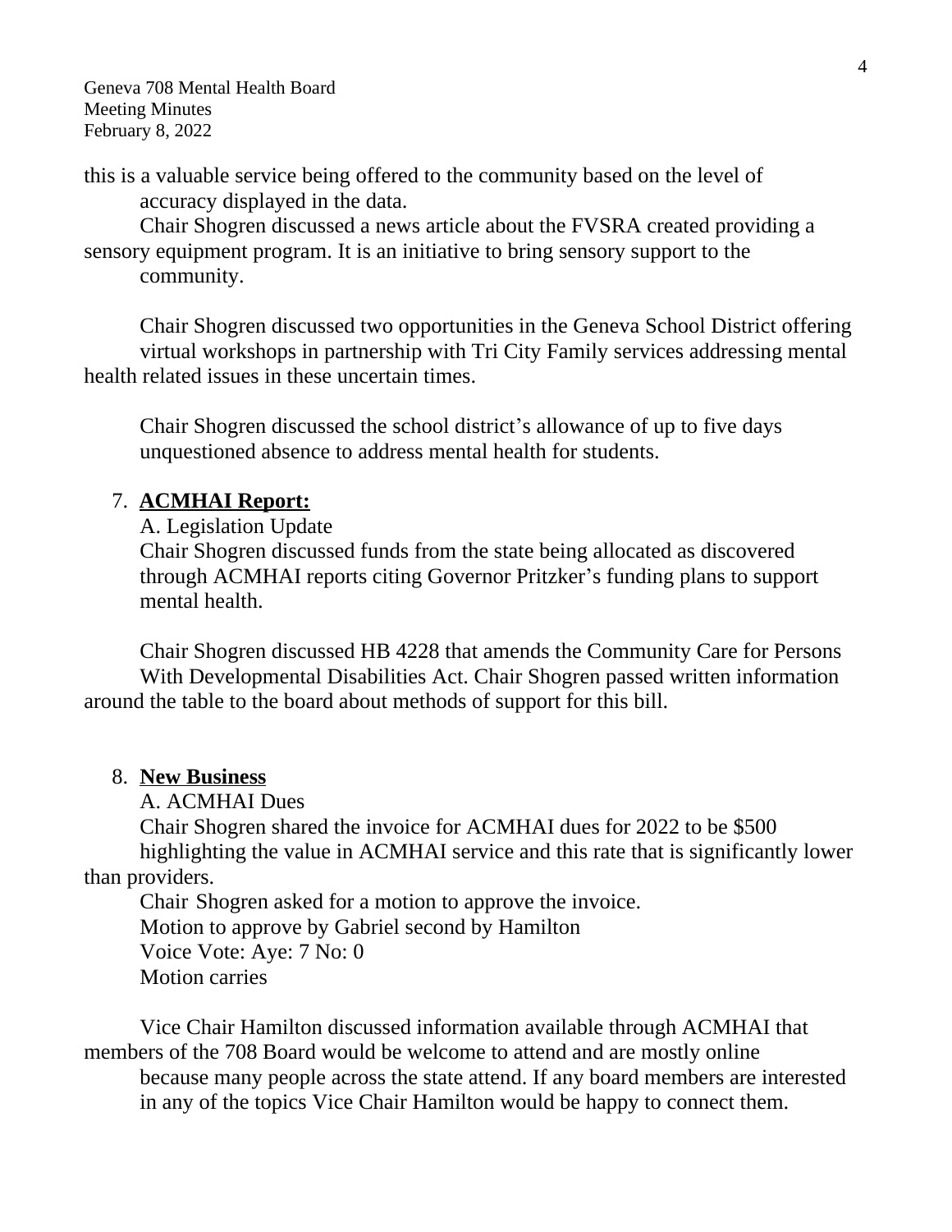this is a valuable service being offered to the community based on the level of accuracy displayed in the data.

Chair Shogren discussed a news article about the FVSRA created providing a sensory equipment program. It is an initiative to bring sensory support to the community.

Chair Shogren discussed two opportunities in the Geneva School District offering virtual workshops in partnership with Tri City Family services addressing mental health related issues in these uncertain times.

Chair Shogren discussed the school district's allowance of up to five days unquestioned absence to address mental health for students.

7. **ACMHAI Report:**

A. Legislation Update

Chair Shogren discussed funds from the state being allocated as discovered through ACMHAI reports citing Governor Pritzker's funding plans to support mental health.

Chair Shogren discussed HB 4228 that amends the Community Care for Persons With Developmental Disabilities Act. Chair Shogren passed written information around the table to the board about methods of support for this bill.

8. **New Business**

A. ACMHAI Dues

Chair Shogren shared the invoice for ACMHAI dues for 2022 to be $500 highlighting the value in ACMHAI service and this rate that is significantly lower than providers.

Chair Shogren asked for a motion to approve the invoice.
Motion to approve by Gabriel second by Hamilton
Voice Vote: Aye: 7 No: 0
Motion carries

Vice Chair Hamilton discussed information available through ACMHAI that members of the 708 Board would be welcome to attend and are mostly online because many people across the state attend. If any board members are interested in any of the topics Vice Chair Hamilton would be happy to connect them.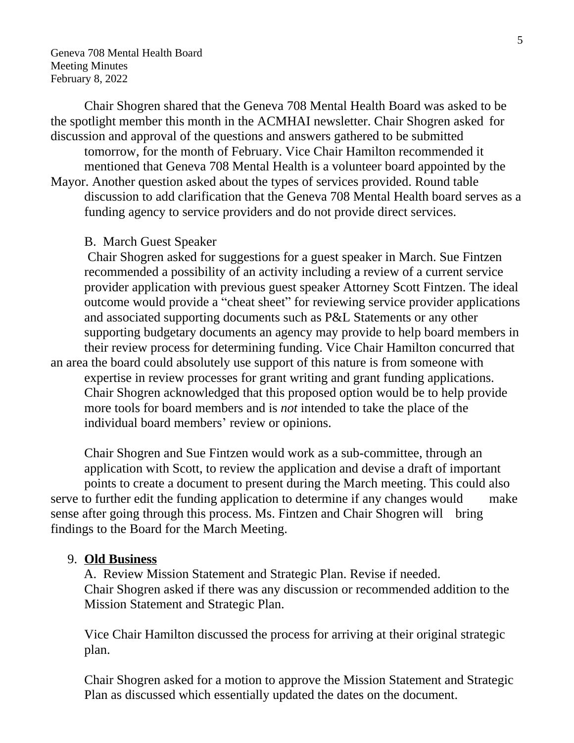Chair Shogren shared that the Geneva 708 Mental Health Board was asked to be the spotlight member this month in the ACMHAI newsletter. Chair Shogren asked for discussion and approval of the questions and answers gathered to be submitted tomorrow, for the month of February. Vice Chair Hamilton recommended it mentioned that Geneva 708 Mental Health is a volunteer board appointed by the Mayor. Another question asked about the types of services provided. Round table discussion to add clarification that the Geneva 708 Mental Health board serves as a funding agency to service providers and do not provide direct services.

B. March Guest Speaker

Chair Shogren asked for suggestions for a guest speaker in March. Sue Fintzen recommended a possibility of an activity including a review of a current service provider application with previous guest speaker Attorney Scott Fintzen. The ideal outcome would provide a "cheat sheet" for reviewing service provider applications and associated supporting documents such as P&L Statements or any other supporting budgetary documents an agency may provide to help board members in their review process for determining funding. Vice Chair Hamilton concurred that an area the board could absolutely use support of this nature is from someone with expertise in review processes for grant writing and grant funding applications. Chair Shogren acknowledged that this proposed option would be to help provide more tools for board members and is *not* intended to take the place of the individual board members' review or opinions.

Chair Shogren and Sue Fintzen would work as a sub-committee, through an application with Scott, to review the application and devise a draft of important points to create a document to present during the March meeting. This could also serve to further edit the funding application to determine if any changes would make sense after going through this process. Ms. Fintzen and Chair Shogren will bring findings to the Board for the March Meeting.

9. **Old Business**

A. Review Mission Statement and Strategic Plan. Revise if needed.
Chair Shogren asked if there was any discussion or recommended addition to the Mission Statement and Strategic Plan.

Vice Chair Hamilton discussed the process for arriving at their original strategic plan.

Chair Shogren asked for a motion to approve the Mission Statement and Strategic Plan as discussed which essentially updated the dates on the document.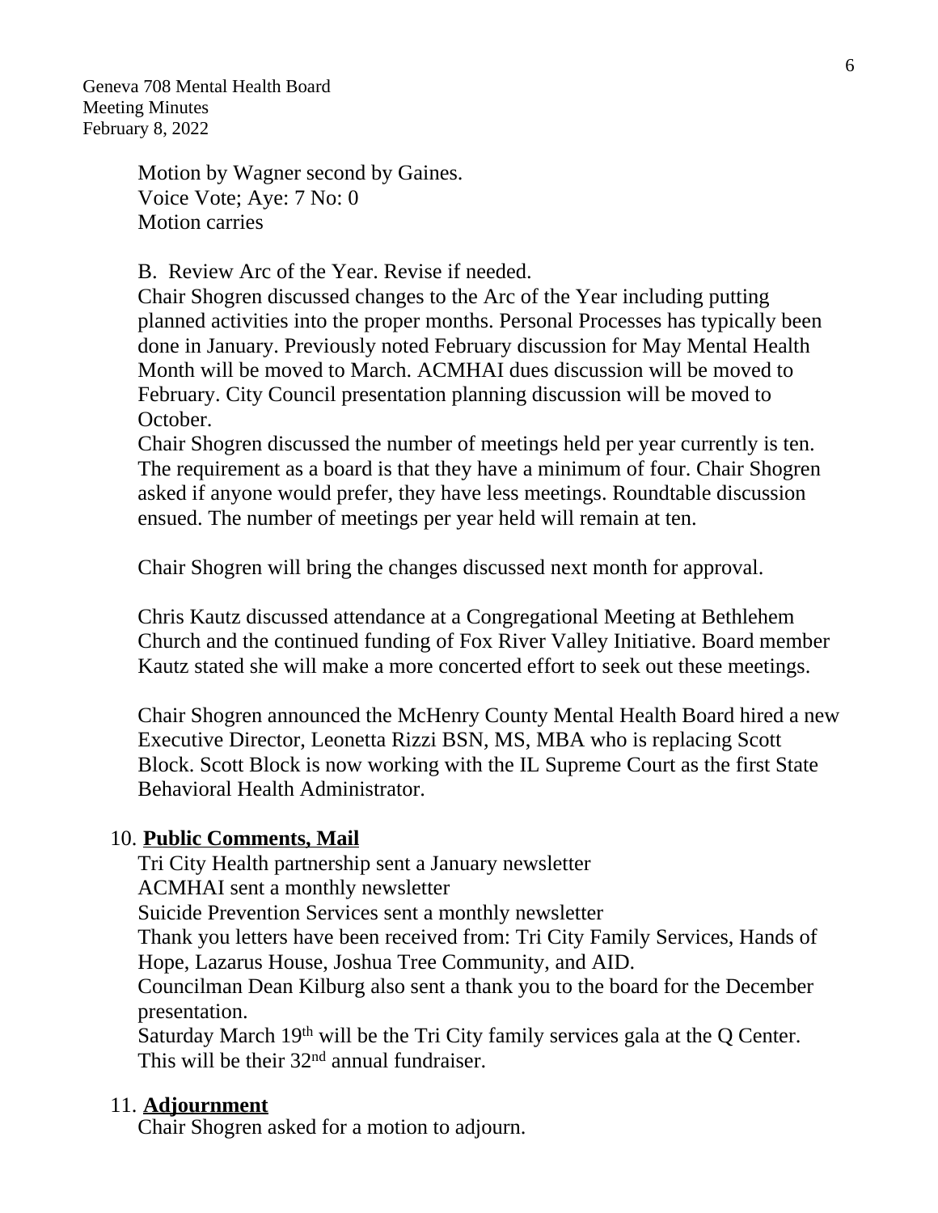Motion by Wagner second by Gaines.
Voice Vote; Aye: 7 No: 0
Motion carries

B. Review Arc of the Year. Revise if needed.
Chair Shogren discussed changes to the Arc of the Year including putting planned activities into the proper months. Personal Processes has typically been done in January. Previously noted February discussion for May Mental Health Month will be moved to March. ACMHAI dues discussion will be moved to February. City Council presentation planning discussion will be moved to October.
Chair Shogren discussed the number of meetings held per year currently is ten. The requirement as a board is that they have a minimum of four. Chair Shogren asked if anyone would prefer, they have less meetings. Roundtable discussion ensued. The number of meetings per year held will remain at ten.

Chair Shogren will bring the changes discussed next month for approval.

Chris Kautz discussed attendance at a Congregational Meeting at Bethlehem Church and the continued funding of Fox River Valley Initiative. Board member Kautz stated she will make a more concerted effort to seek out these meetings.

Chair Shogren announced the McHenry County Mental Health Board hired a new Executive Director, Leonetta Rizzi BSN, MS, MBA who is replacing Scott Block. Scott Block is now working with the IL Supreme Court as the first State Behavioral Health Administrator.

10. **Public Comments, Mail**

Tri City Health partnership sent a January newsletter
ACMHAI sent a monthly newsletter
Suicide Prevention Services sent a monthly newsletter
Thank you letters have been received from: Tri City Family Services, Hands of Hope, Lazarus House, Joshua Tree Community, and AID.
Councilman Dean Kilburg also sent a thank you to the board for the December presentation.
Saturday March 19th will be the Tri City family services gala at the Q Center. This will be their 32nd annual fundraiser.

11. **Adjournment**

Chair Shogren asked for a motion to adjourn.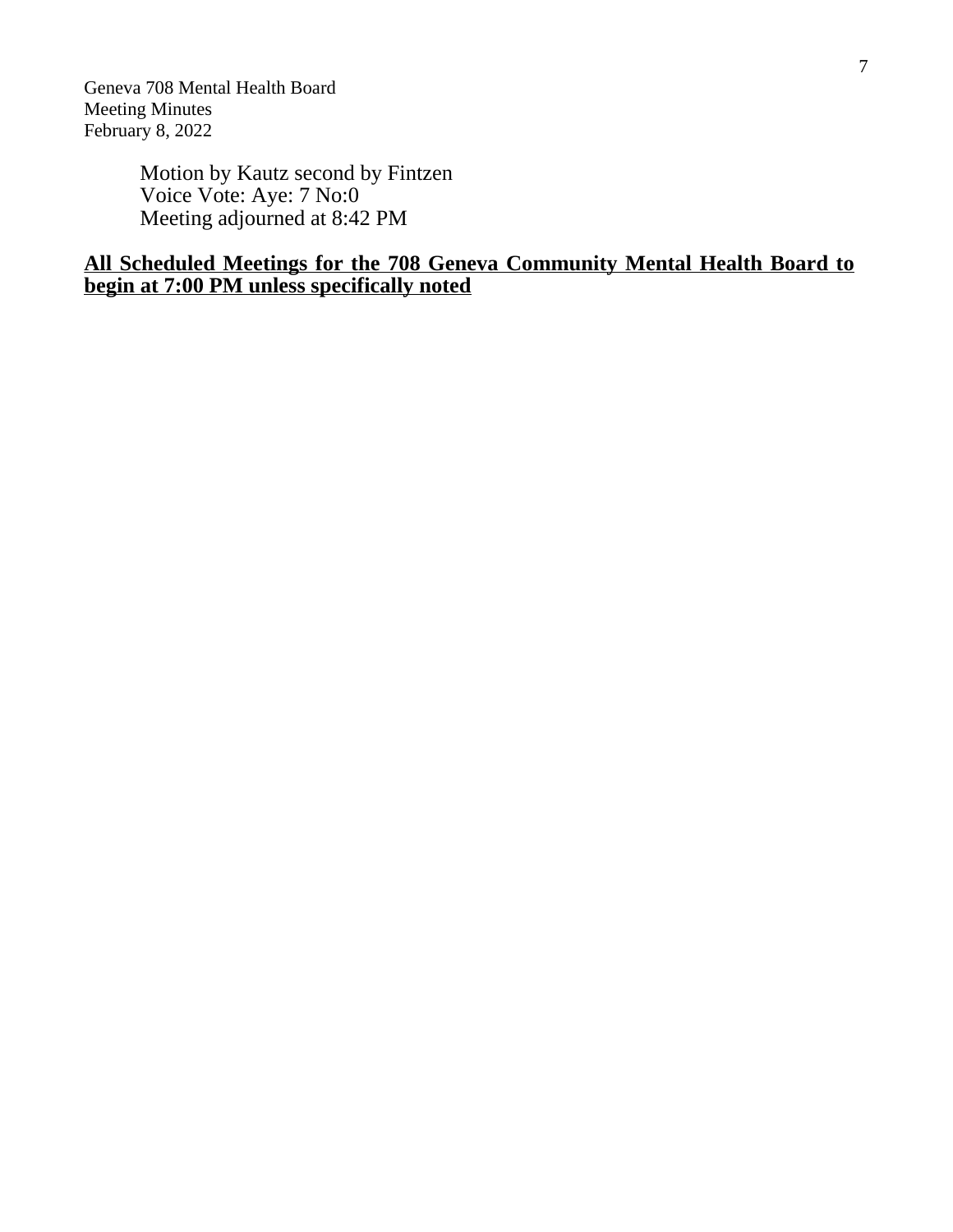Motion by Kautz second by Fintzen
Voice Vote: Aye: 7 No:0
Meeting adjourned at 8:42 PM

**All Scheduled Meetings for the 708 Geneva Community Mental Health Board to begin at 7:00 PM unless specifically noted**